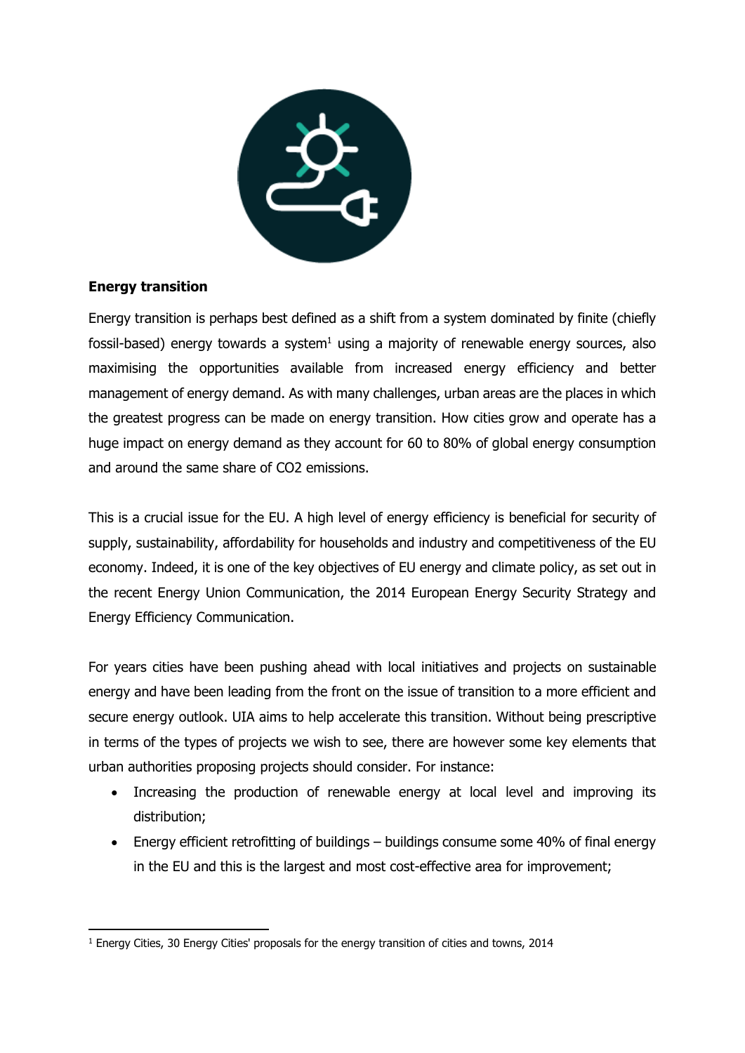## Energy transition

Energy transition is perhaps best defined as a shift from a system dominated by finite (chiefly fossil-based) energy towards a system[1] using a majority of renewable energy sources, also maximising the opportunities available from increased energy efficiency and better management of energy demand. As with many challenges, urban areas are the places in which the greatest progress can be made on energy transition. How cities grow and operate has a huge impact on energy demand as they account for 60 to 80% of global energy consumption and around the same share of $CO_2$ emissions.

This is a crucial issue for the EU. A high level of energy efficiency is beneficial for security of supply, sustainability, affordability for households and industry and competitiveness of the EU economy. Indeed, it is one of the key objectives of EU energy and climate policy, as set out in the recent Energy Union Communication, the 2014 European Energy Security Strategy and Energy Efficiency Communication.

For years cities have been pushing ahead with local initiatives and projects on sustainable energy and have been leading from the front on the issue of transition to a more efficient and secure energy outlook. UIA aims to help accelerate this transition. Without being prescriptive in terms of the types of projects we wish to see, there are however some key elements that urban authorities proposing projects should consider. For instance:

- Increasing the production of renewable energy at local level and improving its distribution;
- Energy efficient retrofitting of buildings – buildings consume some 40% of final energy in the EU and this is the largest and most cost-effective area for improvement;

[1] Energy Cities, 30 Energy Cities' proposals for the energy transition of cities and towns, 2014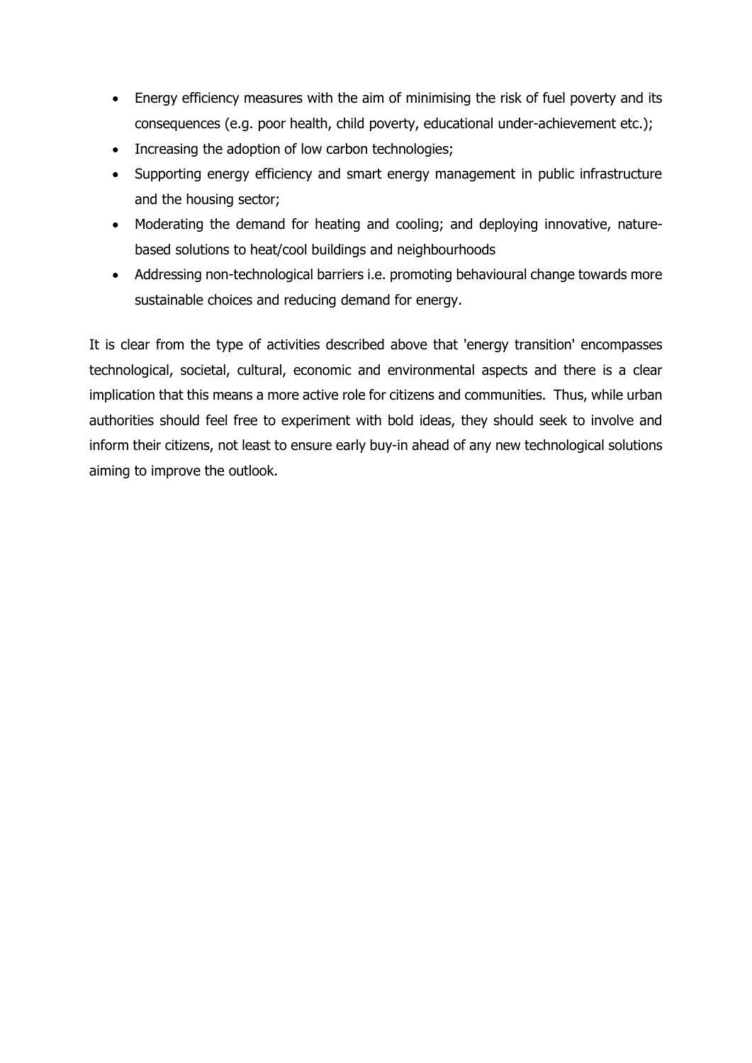- Energy efficiency measures with the aim of minimising the risk of fuel poverty and its consequences (e.g. poor health, child poverty, educational under-achievement etc.);
- Increasing the adoption of low carbon technologies;
- Supporting energy efficiency and smart energy management in public infrastructure and the housing sector;
- Moderating the demand for heating and cooling; and deploying innovative, nature-based solutions to heat/cool buildings and neighbourhoods
- Addressing non-technological barriers i.e. promoting behavioural change towards more sustainable choices and reducing demand for energy.

It is clear from the type of activities described above that 'energy transition' encompasses technological, societal, cultural, economic and environmental aspects and there is a clear implication that this means a more active role for citizens and communities. Thus, while urban authorities should feel free to experiment with bold ideas, they should seek to involve and inform their citizens, not least to ensure early buy-in ahead of any new technological solutions aiming to improve the outlook.